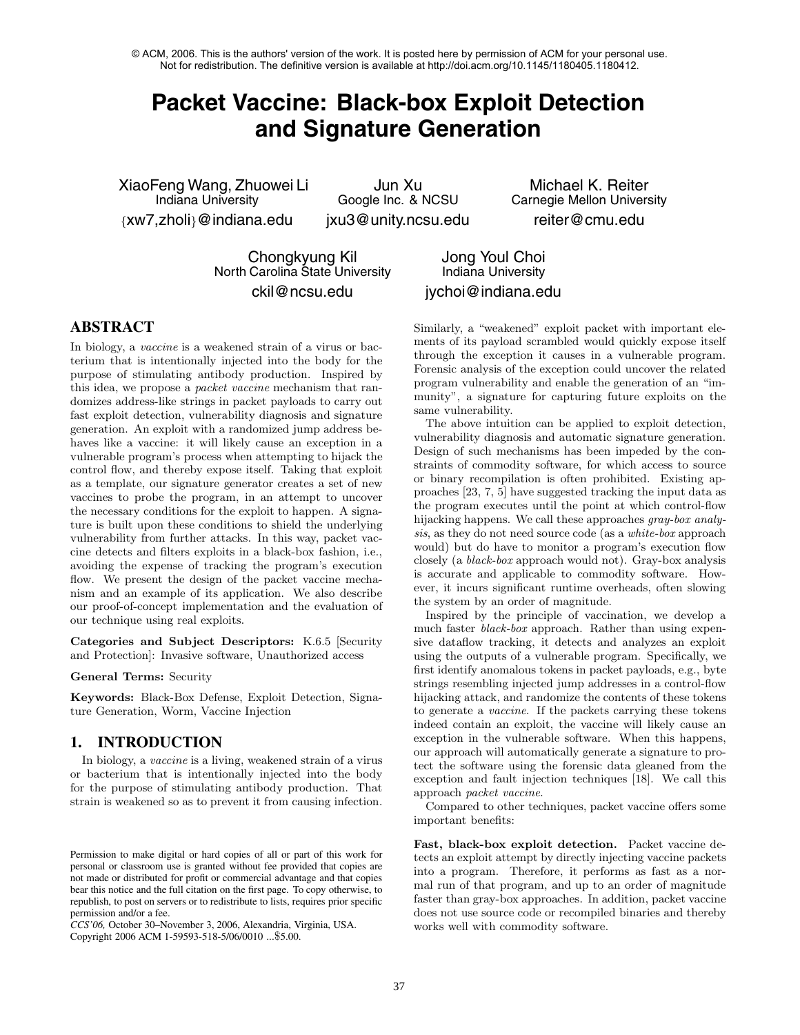© ACM, 2006. This is the authors' version of the work. It is posted here by permission of ACM for your personal use. Not for redistribution. The definitive version is available at http://doi.acm.org/10.1145/1180405.1180412.

# Packet Vaccine: Black-box Exploit Detection and Signature Generation

XiaoFeng Wang, Zhuowei Li
Indiana University
{xw7,zholi}@indiana.edu

Jun Xu
Google Inc. & NCSU
jxu3@unity.ncsu.edu

Michael K. Reiter
Carnegie Mellon University
reiter@cmu.edu

Chongkyung Kil
North Carolina State University
ckil@ncsu.edu

Jong Youl Choi
Indiana University
jychoi@indiana.edu

## ABSTRACT

In biology, a *vaccine* is a weakened strain of a virus or bacterium that is intentionally injected into the body for the purpose of stimulating antibody production. Inspired by this idea, we propose a *packet vaccine* mechanism that randomizes address-like strings in packet payloads to carry out fast exploit detection, vulnerability diagnosis and signature generation. An exploit with a randomized jump address behaves like a vaccine: it will likely cause an exception in a vulnerable program's process when attempting to hijack the control flow, and thereby expose itself. Taking that exploit as a template, our signature generator creates a set of new vaccines to probe the program, in an attempt to uncover the necessary conditions for the exploit to happen. A signature is built upon these conditions to shield the underlying vulnerability from further attacks. In this way, packet vaccine detects and filters exploits in a black-box fashion, i.e., avoiding the expense of tracking the program's execution flow. We present the design of the packet vaccine mechanism and an example of its application. We also describe our proof-of-concept implementation and the evaluation of our technique using real exploits.

**Categories and Subject Descriptors:** K.6.5 [Security and Protection]: Invasive software, Unauthorized access

**General Terms:** Security

**Keywords:** Black-Box Defense, Exploit Detection, Signature Generation, Worm, Vaccine Injection

## 1. INTRODUCTION

In biology, a *vaccine* is a living, weakened strain of a virus or bacterium that is intentionally injected into the body for the purpose of stimulating antibody production. That strain is weakened so as to prevent it from causing infection. Similarly, a "weakened" exploit packet with important elements of its payload scrambled would quickly expose itself through the exception it causes in a vulnerable program. Forensic analysis of the exception could uncover the related program vulnerability and enable the generation of an "immunity", a signature for capturing future exploits on the same vulnerability.

The above intuition can be applied to exploit detection, vulnerability diagnosis and automatic signature generation. Design of such mechanisms has been impeded by the constraints of commodity software, for which access to source or binary recompilation is often prohibited. Existing approaches [23, 7, 5] have suggested tracking the input data as the program executes until the point at which control-flow hijacking happens. We call these approaches *gray-box analysis*, as they do not need source code (as a *white-box* approach would) but do have to monitor a program's execution flow closely (a *black-box* approach would not). Gray-box analysis is accurate and applicable to commodity software. However, it incurs significant runtime overheads, often slowing the system by an order of magnitude.

Inspired by the principle of vaccination, we develop a much faster *black-box* approach. Rather than using expensive dataflow tracking, it detects and analyzes an exploit using the outputs of a vulnerable program. Specifically, we first identify anomalous tokens in packet payloads, e.g., byte strings resembling injected jump addresses in a control-flow hijacking attack, and randomize the contents of these tokens to generate a *vaccine*. If the packets carrying these tokens indeed contain an exploit, the vaccine will likely cause an exception in the vulnerable software. When this happens, our approach will automatically generate a signature to protect the software using the forensic data gleaned from the exception and fault injection techniques [18]. We call this approach *packet vaccine*.

Compared to other techniques, packet vaccine offers some important benefits:

**Fast, black-box exploit detection.** Packet vaccine detects an exploit attempt by directly injecting vaccine packets into a program. Therefore, it performs as fast as a normal run of that program, and up to an order of magnitude faster than gray-box approaches. In addition, packet vaccine does not use source code or recompiled binaries and thereby works well with commodity software.

Permission to make digital or hard copies of all or part of this work for personal or classroom use is granted without fee provided that copies are not made or distributed for profit or commercial advantage and that copies bear this notice and the full citation on the first page. To copy otherwise, to republish, to post on servers or to redistribute to lists, requires prior specific permission and/or a fee.
*CCS'06,* October 30–November 3, 2006, Alexandria, Virginia, USA.
Copyright 2006 ACM 1-59593-518-5/06/0010 ...$5.00.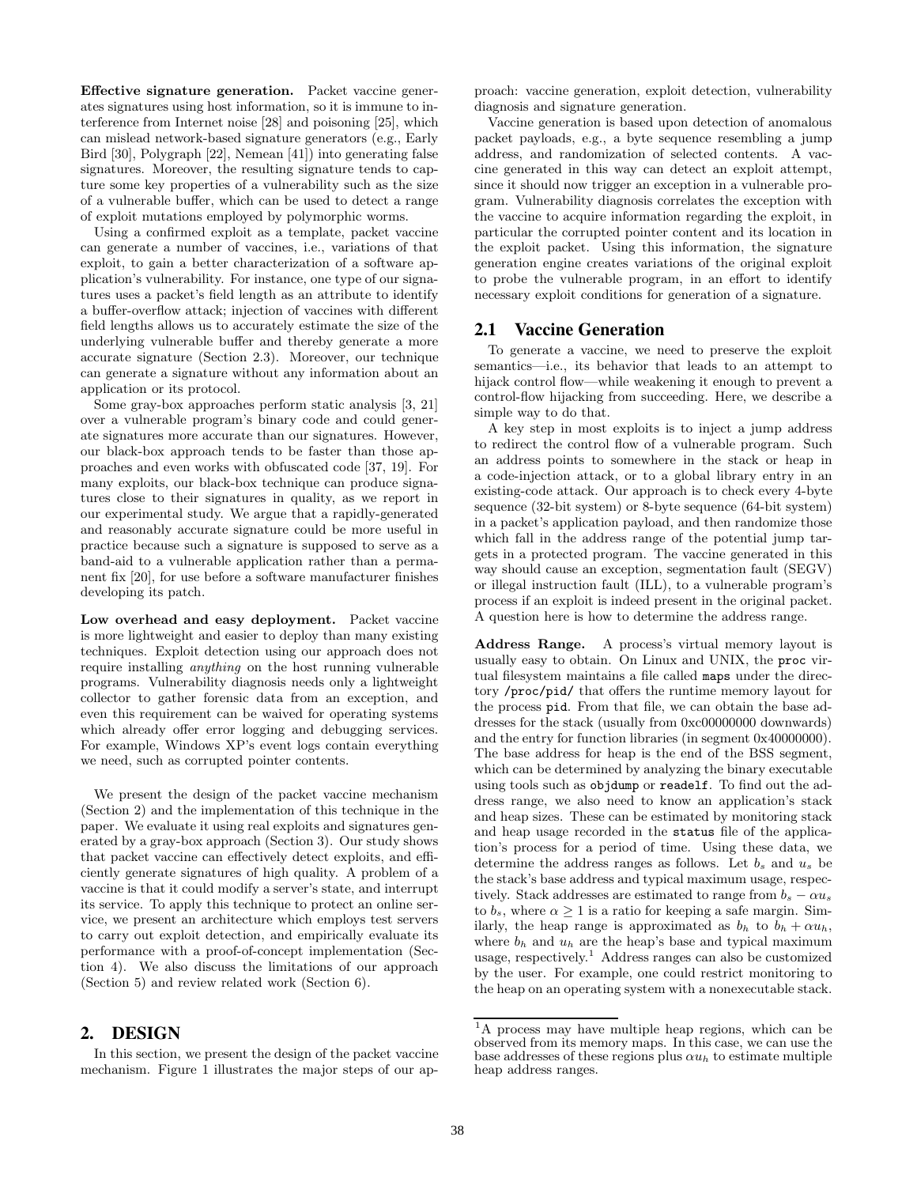**Effective signature generation.** Packet vaccine generates signatures using host information, so it is immune to interference from Internet noise [28] and poisoning [25], which can mislead network-based signature generators (e.g., Early Bird [30], Polygraph [22], Nemean [41]) into generating false signatures. Moreover, the resulting signature tends to capture some key properties of a vulnerability such as the size of a vulnerable buffer, which can be used to detect a range of exploit mutations employed by polymorphic worms.

Using a confirmed exploit as a template, packet vaccine can generate a number of vaccines, i.e., variations of that exploit, to gain a better characterization of a software application's vulnerability. For instance, one type of our signatures uses a packet's field length as an attribute to identify a buffer-overflow attack; injection of vaccines with different field lengths allows us to accurately estimate the size of the underlying vulnerable buffer and thereby generate a more accurate signature (Section 2.3). Moreover, our technique can generate a signature without any information about an application or its protocol.

Some gray-box approaches perform static analysis [3, 21] over a vulnerable program's binary code and could generate signatures more accurate than our signatures. However, our black-box approach tends to be faster than those approaches and even works with obfuscated code [37, 19]. For many exploits, our black-box technique can produce signatures close to their signatures in quality, as we report in our experimental study. We argue that a rapidly-generated and reasonably accurate signature could be more useful in practice because such a signature is supposed to serve as a band-aid to a vulnerable application rather than a permanent fix [20], for use before a software manufacturer finishes developing its patch.

**Low overhead and easy deployment.** Packet vaccine is more lightweight and easier to deploy than many existing techniques. Exploit detection using our approach does not require installing *anything* on the host running vulnerable programs. Vulnerability diagnosis needs only a lightweight collector to gather forensic data from an exception, and even this requirement can be waived for operating systems which already offer error logging and debugging services. For example, Windows XP's event logs contain everything we need, such as corrupted pointer contents.

We present the design of the packet vaccine mechanism (Section 2) and the implementation of this technique in the paper. We evaluate it using real exploits and signatures generated by a gray-box approach (Section 3). Our study shows that packet vaccine can effectively detect exploits, and efficiently generate signatures of high quality. A problem of a vaccine is that it could modify a server's state, and interrupt its service. To apply this technique to protect an online service, we present an architecture which employs test servers to carry out exploit detection, and empirically evaluate its performance with a proof-of-concept implementation (Section 4). We also discuss the limitations of our approach (Section 5) and review related work (Section 6).

## 2. DESIGN

In this section, we present the design of the packet vaccine mechanism. Figure 1 illustrates the major steps of our approach: vaccine generation, exploit detection, vulnerability diagnosis and signature generation.

Vaccine generation is based upon detection of anomalous packet payloads, e.g., a byte sequence resembling a jump address, and randomization of selected contents. A vaccine generated in this way can detect an exploit attempt, since it should now trigger an exception in a vulnerable program. Vulnerability diagnosis correlates the exception with the vaccine to acquire information regarding the exploit, in particular the corrupted pointer content and its location in the exploit packet. Using this information, the signature generation engine creates variations of the original exploit to probe the vulnerable program, in an effort to identify necessary exploit conditions for generation of a signature.

### 2.1 Vaccine Generation

To generate a vaccine, we need to preserve the exploit semantics—i.e., its behavior that leads to an attempt to hijack control flow—while weakening it enough to prevent a control-flow hijacking from succeeding. Here, we describe a simple way to do that.

A key step in most exploits is to inject a jump address to redirect the control flow of a vulnerable program. Such an address points to somewhere in the stack or heap in a code-injection attack, or to a global library entry in an existing-code attack. Our approach is to check every 4-byte sequence (32-bit system) or 8-byte sequence (64-bit system) in a packet's application payload, and then randomize those which fall in the address range of the potential jump targets in a protected program. The vaccine generated in this way should cause an exception, segmentation fault (SEGV) or illegal instruction fault (ILL), to a vulnerable program's process if an exploit is indeed present in the original packet. A question here is how to determine the address range.

**Address Range.** A process's virtual memory layout is usually easy to obtain. On Linux and UNIX, the `proc` virtual filesystem maintains a file called `maps` under the directory `/proc/pid/` that offers the runtime memory layout for the process `pid`. From that file, we can obtain the base addresses for the stack (usually from 0xc00000000 downwards) and the entry for function libraries (in segment 0x40000000). The base address for heap is the end of the BSS segment, which can be determined by analyzing the binary executable using tools such as `objdump` or `readelf`. To find out the address range, we also need to know an application's stack and heap sizes. These can be estimated by monitoring stack and heap usage recorded in the `status` file of the application's process for a period of time. Using these data, we determine the address ranges as follows. Let $b_s$ and $u_s$ be the stack's base address and typical maximum usage, respectively. Stack addresses are estimated to range from $b_s - \alpha u_s$ to $b_s$, where $\alpha \geq 1$ is a ratio for keeping a safe margin. Similarly, the heap range is approximated as $b_h$ to $b_h + \alpha u_h$, where $b_h$ and $u_h$ are the heap's base and typical maximum usage, respectively.[1] Address ranges can also be customized by the user. For example, one could restrict monitoring to the heap on an operating system with a nonexecutable stack.

[1] A process may have multiple heap regions, which can be observed from its memory maps. In this case, we can use the base addresses of these regions plus $\alpha u_h$ to estimate multiple heap address ranges.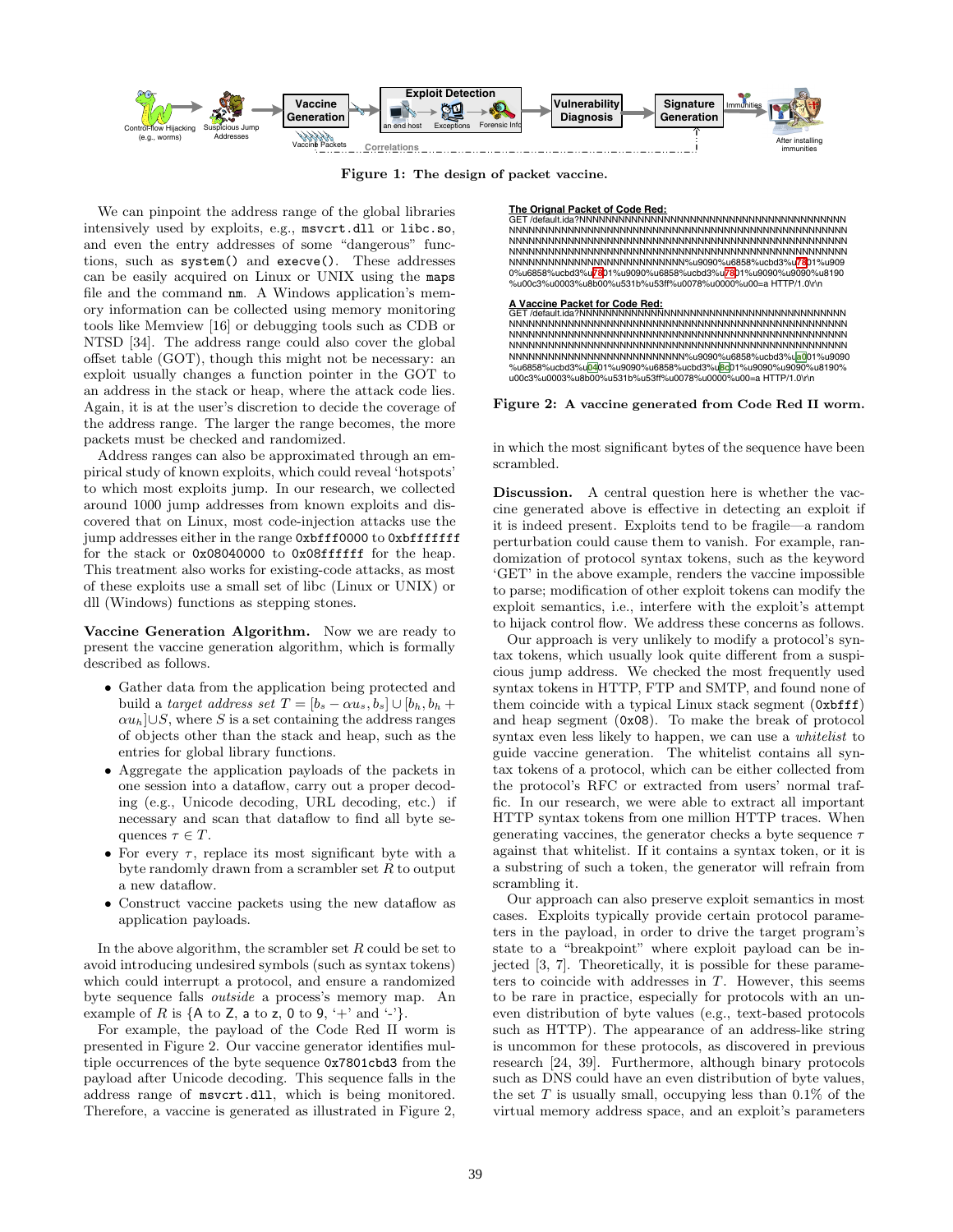Control-flow Hijacking (e.g., worms)

Suspicious Jump Addresses

Vaccine Generation

Vaccine Packets

Exploit Detection

an end host

Exceptions

Forensic Info

Vulnerability Diagnosis

Signature Generation

Immunities

After installing immunities

Correlations

**Figure 1: The design of packet vaccine.**

We can pinpoint the address range of the global libraries intensively used by exploits, e.g., `msvcrt.dll` or `libc.so`, and even the entry addresses of some "dangerous" functions, such as `system()` and `execve()`. These addresses can be easily acquired on Linux or UNIX using the `maps` file and the command `nm`. A Windows application's memory information can be collected using memory monitoring tools like Memview [16] or debugging tools such as CDB or NTSD [34]. The address range could also cover the global offset table (GOT), though this might not be necessary: an exploit usually changes a function pointer in the GOT to an address in the stack or heap, where the attack code lies. Again, it is at the user's discretion to decide the coverage of the address range. The larger the range becomes, the more packets must be checked and randomized.

Address ranges can also be approximated through an empirical study of known exploits, which could reveal 'hotspots' to which most exploits jump. In our research, we collected around 1000 jump addresses from known exploits and discovered that on Linux, most code-injection attacks use the jump addresses either in the range `0xbfff0000` to `0xbfffffff` for the stack or `0x08040000` to `0x08ffffff` for the heap. This treatment also works for existing-code attacks, as most of these exploits use a small set of libc (Linux or UNIX) or dll (Windows) functions as stepping stones.

**Vaccine Generation Algorithm.** Now we are ready to present the vaccine generation algorithm, which is formally described as follows.

- Gather data from the application being protected and build a *target address set* $T = [b_s - \alpha u_s, b_s] \cup [b_h, b_h + \alpha u_h] \cup S$, where $S$ is a set containing the address ranges of objects other than the stack and heap, such as the entries for global library functions.
- Aggregate the application payloads of the packets in one session into a dataflow, carry out a proper decoding (e.g., Unicode decoding, URL decoding, etc.) if necessary and scan that dataflow to find all byte sequences $\tau \in T$.
- For every $\tau$, replace its most significant byte with a byte randomly drawn from a scrambler set $R$ to output a new dataflow.
- Construct vaccine packets using the new dataflow as application payloads.

In the above algorithm, the scrambler set $R$ could be set to avoid introducing undesired symbols (such as syntax tokens) which could interrupt a protocol, and ensure a randomized byte sequence falls *outside* a process's memory map. An example of $R$ is {`A` to `Z`, `a` to `z`, `0` to `9`, '+' and '-'}.

For example, the payload of the Code Red II worm is presented in Figure 2. Our vaccine generator identifies multiple occurrences of the byte sequence `0x7801cbd3` from the payload after Unicode decoding. This sequence falls in the address range of `msvcrt.dll`, which is being monitored. Therefore, a vaccine is generated as illustrated in Figure 2,

**The Orignal Packet of Code Red:**

GET /default.ida?NNNNNNNNNNNNNNNNNNNNNNNNNNNNNNNNNNNNNNNNNNNNNNNNNNNNNNNNNNNNNNNNNNNNNNNNNNNNNNNNNNNNNNNNNNNNNNNNNNNNNNNNNNNNNNNNNNNNNNNNNNNNNNNNNNNNNNNNNNNNNNNNNNNNNNNNNNNNNNNNNNNNNNNNNNNNNNNNNNNNNNNNNNNNNNNNNNNNNNNNNNNNNNNNNNNNNNN%u9090%u6858%ucbd3%u7801%u9090%u6858%ucbd3%u7801%u9090%u6858%ucbd3%u7801%u9090%u9090%u8190%u00c3%u0003%u8b00%u531b%u53ff%u0078%u0000%u00=a HTTP/1.0\r\n

**A Vaccine Packet for Code Red:**

GET /default.ida?NNNNNNNNNNNNNNNNNNNNNNNNNNNNNNNNNNNNNNNNNNNNNNNNNNNNNNNNNNNNNNNNNNNNNNNNNNNNNNNNNNNNNNNNNNNNNNNNNNNNNNNNNNNNNNNNNNNNNNNNNNNNNNNNNNNNNNNNNNNNNNNNNNNNNNNNNNNNNNNNNNNNNNNNNNNNNNNNNNNNNNNNNNNNNNNNNNNNNNNNNNNNNNNNNNNNNNNN%u9090%u6858%ucbd3%ua001%u9090%u6858%ucbd3%u0401%u9090%u6858%ucbd3%u8c01%u9090%u9090%u8190%u00c3%u0003%u8b00%u531b%u53ff%u0078%u0000%u00=a HTTP/1.0\r\n

**Figure 2: A vaccine generated from Code Red II worm.**

in which the most significant bytes of the sequence have been scrambled.

**Discussion.** A central question here is whether the vaccine generated above is effective in detecting an exploit if it is indeed present. Exploits tend to be fragile—a random perturbation could cause them to vanish. For example, randomization of protocol syntax tokens, such as the keyword 'GET' in the above example, renders the vaccine impossible to parse; modification of other exploit tokens can modify the exploit semantics, i.e., interfere with the exploit's attempt to hijack control flow. We address these concerns as follows.

Our approach is very unlikely to modify a protocol's syntax tokens, which usually look quite different from a suspicious jump address. We checked the most frequently used syntax tokens in HTTP, FTP and SMTP, and found none of them coincide with a typical Linux stack segment (`0xbfff`) and heap segment (`0x08`). To make the break of protocol syntax even less likely to happen, we can use a *whitelist* to guide vaccine generation. The whitelist contains all syntax tokens of a protocol, which can be either collected from the protocol's RFC or extracted from users' normal traffic. In our research, we were able to extract all important HTTP syntax tokens from one million HTTP traces. When generating vaccines, the generator checks a byte sequence $\tau$ against that whitelist. If it contains a syntax token, or it is a substring of such a token, the generator will refrain from scrambling it.

Our approach can also preserve exploit semantics in most cases. Exploits typically provide certain protocol parameters in the payload, in order to drive the target program's state to a "breakpoint" where exploit payload can be injected [3, 7]. Theoretically, it is possible for these parameters to coincide with addresses in $T$. However, this seems to be rare in practice, especially for protocols with an uneven distribution of byte values (e.g., text-based protocols such as HTTP). The appearance of an address-like string is uncommon for these protocols, as discovered in previous research [24, 39]. Furthermore, although binary protocols such as DNS could have an even distribution of byte values, the set $T$ is usually small, occupying less than 0.1% of the virtual memory address space, and an exploit's parameters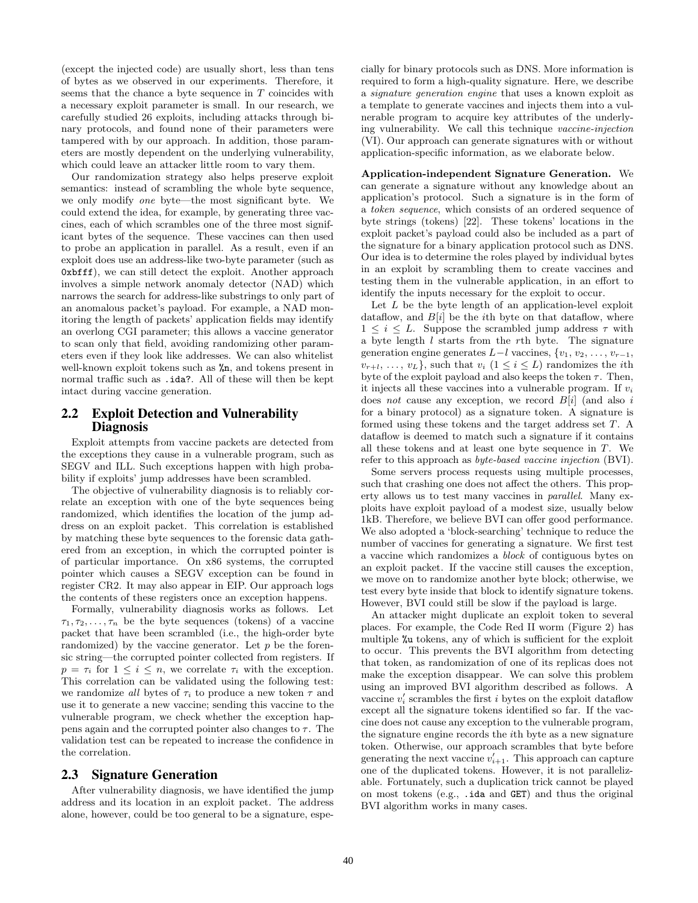(except the injected code) are usually short, less than tens of bytes as we observed in our experiments. Therefore, it seems that the chance a byte sequence in $T$ coincides with a necessary exploit parameter is small. In our research, we carefully studied 26 exploits, including attacks through binary protocols, and found none of their parameters were tampered with by our approach. In addition, those parameters are mostly dependent on the underlying vulnerability, which could leave an attacker little room to vary them.

Our randomization strategy also helps preserve exploit semantics: instead of scrambling the whole byte sequence, we only modify *one* byte—the most significant byte. We could extend the idea, for example, by generating three vaccines, each of which scrambles one of the three most significant bytes of the sequence. These vaccines can then used to probe an application in parallel. As a result, even if an exploit does use an address-like two-byte parameter (such as `0xbfff`), we can still detect the exploit. Another approach involves a simple network anomaly detector (NAD) which narrows the search for address-like substrings to only part of an anomalous packet's payload. For example, a NAD monitoring the length of packets' application fields may identify an overlong CGI parameter; this allows a vaccine generator to scan only that field, avoiding randomizing other parameters even if they look like addresses. We can also whitelist well-known exploit tokens such as `%n`, and tokens present in normal traffic such as `.ida?`. All of these will then be kept intact during vaccine generation.

## 2.2 Exploit Detection and Vulnerability Diagnosis

Exploit attempts from vaccine packets are detected from the exceptions they cause in a vulnerable program, such as SEGV and ILL. Such exceptions happen with high probability if exploits' jump addresses have been scrambled.

The objective of vulnerability diagnosis is to reliably correlate an exception with one of the byte sequences being randomized, which identifies the location of the jump address on an exploit packet. This correlation is established by matching these byte sequences to the forensic data gathered from an exception, in which the corrupted pointer is of particular importance. On x86 systems, the corrupted pointer which causes a SEGV exception can be found in register CR2. It may also appear in EIP. Our approach logs the contents of these registers once an exception happens.

Formally, vulnerability diagnosis works as follows. Let $\tau_1, \tau_2, \ldots, \tau_n$ be the byte sequences (tokens) of a vaccine packet that have been scrambled (i.e., the high-order byte randomized) by the vaccine generator. Let $p$ be the forensic string—the corrupted pointer collected from registers. If $p = \tau_i$ for $1 \leq i \leq n$, we correlate $\tau_i$ with the exception. This correlation can be validated using the following test: we randomize *all* bytes of $\tau_i$ to produce a new token $\tau$ and use it to generate a new vaccine; sending this vaccine to the vulnerable program, we check whether the exception happens again and the corrupted pointer also changes to $\tau$. The validation test can be repeated to increase the confidence in the correlation.

## 2.3 Signature Generation

After vulnerability diagnosis, we have identified the jump address and its location in an exploit packet. The address alone, however, could be too general to be a signature, especially for binary protocols such as DNS. More information is required to form a high-quality signature. Here, we describe a *signature generation engine* that uses a known exploit as a template to generate vaccines and injects them into a vulnerable program to acquire key attributes of the underlying vulnerability. We call this technique *vaccine-injection* (VI). Our approach can generate signatures with or without application-specific information, as we elaborate below.

**Application-independent Signature Generation.** We can generate a signature without any knowledge about an application's protocol. Such a signature is in the form of a *token sequence*, which consists of an ordered sequence of byte strings (tokens) [22]. These tokens' locations in the exploit packet's payload could also be included as a part of the signature for a binary application protocol such as DNS. Our idea is to determine the roles played by individual bytes in an exploit by scrambling them to create vaccines and testing them in the vulnerable application, in an effort to identify the inputs necessary for the exploit to occur.

Let $L$ be the byte length of an application-level exploit dataflow, and $B[i]$ be the $i$th byte on that dataflow, where $1 \leq i \leq L$. Suppose the scrambled jump address $\tau$ with a byte length $l$ starts from the $r$th byte. The signature generation engine generates $L-l$ vaccines, $\{v_1, v_2, \ldots, v_{r-1}, v_{r+l}, \ldots, v_L\}$, such that $v_i$ ($1 \leq i \leq L$) randomizes the $i$th byte of the exploit payload and also keeps the token $\tau$. Then, it injects all these vaccines into a vulnerable program. If $v_i$ does *not* cause any exception, we record $B[i]$ (and also $i$ for a binary protocol) as a signature token. A signature is formed using these tokens and the target address set $T$. A dataflow is deemed to match such a signature if it contains all these tokens and at least one byte sequence in $T$. We refer to this approach as *byte-based vaccine injection* (BVI).

Some servers process requests using multiple processes, such that crashing one does not affect the others. This property allows us to test many vaccines in *parallel*. Many exploits have exploit payload of a modest size, usually below 1kB. Therefore, we believe BVI can offer good performance. We also adopted a 'block-searching' technique to reduce the number of vaccines for generating a signature. We first test a vaccine which randomizes a *block* of contiguous bytes on an exploit packet. If the vaccine still causes the exception, we move on to randomize another byte block; otherwise, we test every byte inside that block to identify signature tokens. However, BVI could still be slow if the payload is large.

An attacker might duplicate an exploit token to several places. For example, the Code Red II worm (Figure 2) has multiple `%u` tokens, any of which is sufficient for the exploit to occur. This prevents the BVI algorithm from detecting that token, as randomization of one of its replicas does not make the exception disappear. We can solve this problem using an improved BVI algorithm described as follows. A vaccine $v'_i$ scrambles the first $i$ bytes on the exploit dataflow except all the signature tokens identified so far. If the vaccine does not cause any exception to the vulnerable program, the signature engine records the $i$th byte as a new signature token. Otherwise, our approach scrambles that byte before generating the next vaccine $v'_{i+1}$. This approach can capture one of the duplicated tokens. However, it is not parallelizable. Fortunately, such a duplication trick cannot be played on most tokens (e.g., `.ida` and `GET`) and thus the original BVI algorithm works in many cases.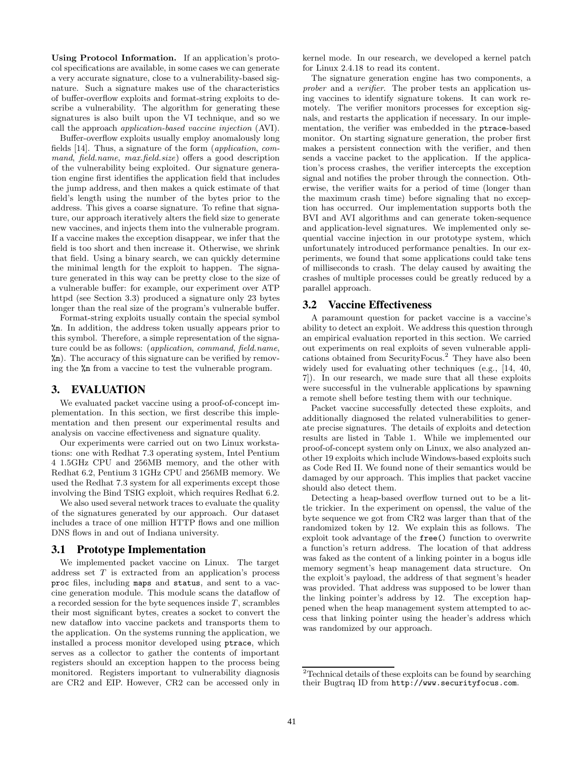**Using Protocol Information.** If an application's protocol specifications are available, in some cases we can generate a very accurate signature, close to a vulnerability-based signature. Such a signature makes use of the characteristics of buffer-overflow exploits and format-string exploits to describe a vulnerability. The algorithm for generating these signatures is also built upon the VI technique, and so we call the approach *application-based vaccine injection* (AVI).

Buffer-overflow exploits usually employ anomalously long fields [14]. Thus, a signature of the form (*application*, *command*, *field.name*, *max.field.size*) offers a good description of the vulnerability being exploited. Our signature generation engine first identifies the application field that includes the jump address, and then makes a quick estimate of that field's length using the number of the bytes prior to the address. This gives a coarse signature. To refine that signature, our approach iteratively alters the field size to generate new vaccines, and injects them into the vulnerable program. If a vaccine makes the exception disappear, we infer that the field is too short and then increase it. Otherwise, we shrink that field. Using a binary search, we can quickly determine the minimal length for the exploit to happen. The signature generated in this way can be pretty close to the size of a vulnerable buffer: for example, our experiment over ATP httpd (see Section 3.3) produced a signature only 23 bytes longer than the real size of the program's vulnerable buffer.

Format-string exploits usually contain the special symbol `%n`. In addition, the address token usually appears prior to this symbol. Therefore, a simple representation of the signature could be as follows: (*application*, *command*, *field.name*, `%n`). The accuracy of this signature can be verified by removing the `%n` from a vaccine to test the vulnerable program.

## 3. EVALUATION

We evaluated packet vaccine using a proof-of-concept implementation. In this section, we first describe this implementation and then present our experimental results and analysis on vaccine effectiveness and signature quality.

Our experiments were carried out on two Linux workstations: one with Redhat 7.3 operating system, Intel Pentium 4 1.5GHz CPU and 256MB memory, and the other with Redhat 6.2, Pentium 3 1GHz CPU and 256MB memory. We used the Redhat 7.3 system for all experiments except those involving the Bind TSIG exploit, which requires Redhat 6.2.

We also used several network traces to evaluate the quality of the signatures generated by our approach. Our dataset includes a trace of one million HTTP flows and one million DNS flows in and out of Indiana university.

### 3.1 Prototype Implementation

We implemented packet vaccine on Linux. The target address set $T$ is extracted from an application's process `proc` files, including `maps` and `status`, and sent to a vaccine generation module. This module scans the dataflow of a recorded session for the byte sequences inside $T$, scrambles their most significant bytes, creates a socket to convert the new dataflow into vaccine packets and transports them to the application. On the systems running the application, we installed a process monitor developed using `ptrace`, which serves as a collector to gather the contents of important registers should an exception happen to the process being monitored. Registers important to vulnerability diagnosis are CR2 and EIP. However, CR2 can be accessed only in kernel mode. In our research, we developed a kernel patch for Linux 2.4.18 to read its content.

The signature generation engine has two components, a *prober* and a *verifier*. The prober tests an application using vaccines to identify signature tokens. It can work remotely. The verifier monitors processes for exception signals, and restarts the application if necessary. In our implementation, the verifier was embedded in the `ptrace`-based monitor. On starting signature generation, the prober first makes a persistent connection with the verifier, and then sends a vaccine packet to the application. If the application's process crashes, the verifier intercepts the exception signal and notifies the prober through the connection. Otherwise, the verifier waits for a period of time (longer than the maximum crash time) before signaling that no exception has occurred. Our implementation supports both the BVI and AVI algorithms and can generate token-sequence and application-level signatures. We implemented only sequential vaccine injection in our prototype system, which unfortunately introduced performance penalties. In our experiments, we found that some applications could take tens of milliseconds to crash. The delay caused by awaiting the crashes of multiple processes could be greatly reduced by a parallel approach.

### 3.2 Vaccine Effectiveness

A paramount question for packet vaccine is a vaccine's ability to detect an exploit. We address this question through an empirical evaluation reported in this section. We carried out experiments on real exploits of seven vulnerable applications obtained from SecurityFocus.[2] They have also been widely used for evaluating other techniques (e.g., [14, 40, 7]). In our research, we made sure that all these exploits were successful in the vulnerable applications by spawning a remote shell before testing them with our technique.

Packet vaccine successfully detected these exploits, and additionally diagnosed the related vulnerabilities to generate precise signatures. The details of exploits and detection results are listed in Table 1. While we implemented our proof-of-concept system only on Linux, we also analyzed another 19 exploits which include Windows-based exploits such as Code Red II. We found none of their semantics would be damaged by our approach. This implies that packet vaccine should also detect them.

Detecting a heap-based overflow turned out to be a little trickier. In the experiment on openssl, the value of the byte sequence we got from CR2 was larger than that of the randomized token by 12. We explain this as follows. The exploit took advantage of the `free()` function to overwrite a function's return address. The location of that address was faked as the content of a linking pointer in a bogus idle memory segment's heap management data structure. On the exploit's payload, the address of that segment's header was provided. That address was supposed to be lower than the linking pointer's address by 12. The exception happened when the heap management system attempted to access that linking pointer using the header's address which was randomized by our approach.

[2] Technical details of these exploits can be found by searching their Bugtraq ID from `http://www.securityfocus.com`.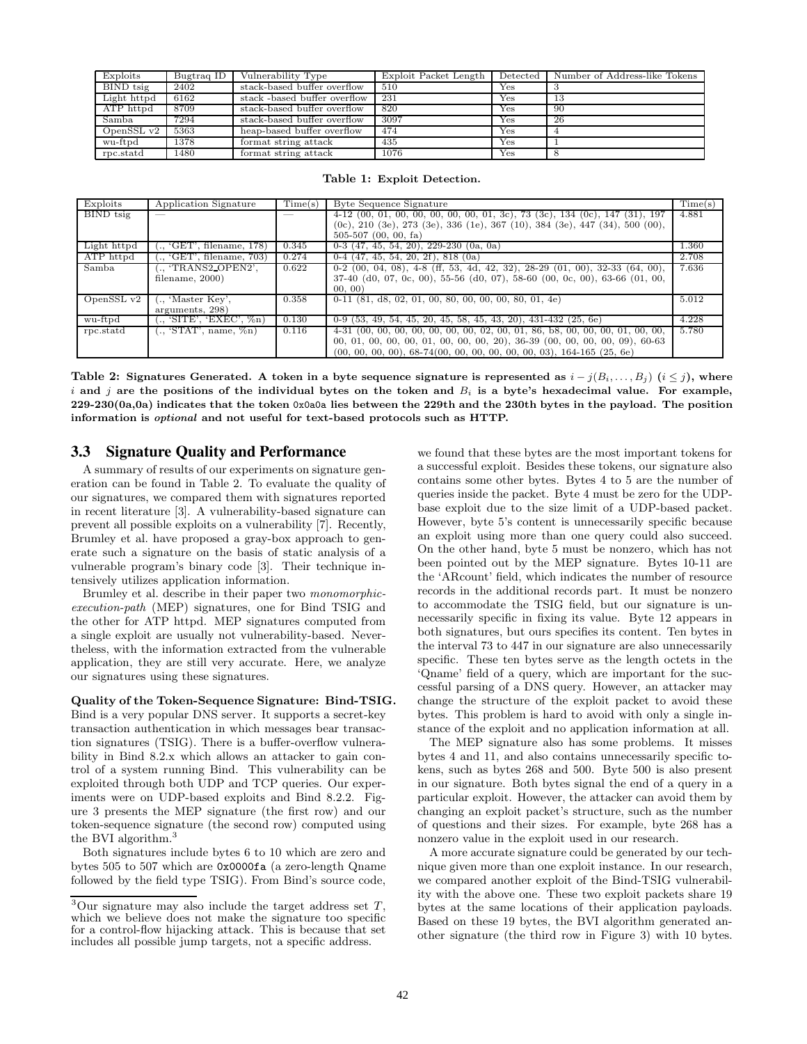| Exploits | Bugtraq ID | Vulnerability Type | Exploit Packet Length | Detected | Number of Address-like Tokens |
|---|---|---|---|---|---|
| BIND tsig | 2402 | stack-based buffer overflow | 510 | Yes | 3 |
| Light httpd | 6162 | stack -based buffer overflow | 231 | Yes | 13 |
| ATP httpd | 8709 | stack-based buffer overflow | 820 | Yes | 90 |
| Samba | 7294 | stack-based buffer overflow | 3097 | Yes | 26 |
| OpenSSL v2 | 5363 | heap-based buffer overflow | 474 | Yes | 4 |
| wu-ftpd | 1378 | format string attack | 435 | Yes | 1 |
| rpc.statd | 1480 | format string attack | 1076 | Yes | 8 |

**Table 1: Exploit Detection.**

| Exploits | Application Signature | Time(s) | Byte Sequence Signature | Time(s) |
|---|---|---|---|---|
| BIND tsig | — | — | 4-12 (00, 01, 00, 00, 00, 00, 00, 01, 3c), 73 (3c), 134 (0c), 147 (31), 197 (0c), 210 (3e), 273 (3e), 336 (1e), 367 (10), 384 (3e), 447 (34), 500 (00), 505-507 (00, 00, fa) | 4.881 |
| Light httpd | (., 'GET', filename, 178) | 0.345 | 0-3 (47, 45, 54, 20), 229-230 (0a, 0a) | 1.360 |
| ATP httpd | (., 'GET', filename, 703) | 0.274 | 0-4 (47, 45, 54, 20, 2f), 818 (0a) | 2.708 |
| Samba | (., 'TRANS2_OPEN2', filename, 2000) | 0.622 | 0-2 (00, 04, 08), 4-8 (ff, 53, 4d, 42, 32), 28-29 (01, 00), 32-33 (64, 00), 37-40 (d0, 07, 0c, 00), 55-56 (d0, 07), 58-60 (00, 0c, 00), 63-66 (01, 00, 00, 00) | 7.636 |
| OpenSSL v2 | (., 'Master Key', arguments, 298) | 0.358 | 0-11 (81, d8, 02, 01, 00, 80, 00, 00, 00, 80, 01, 4e) | 5.012 |
| wu-ftpd | (., 'SITE', 'EXEC', %n) | 0.130 | 0-9 (53, 49, 54, 45, 20, 45, 58, 45, 43, 20), 431-432 (25, 6e) | 4.228 |
| rpc.statd | (., 'STAT', name, %n) | 0.116 | 4-31 (00, 00, 00, 00, 00, 00, 00, 02, 00, 01, 86, b8, 00, 00, 00, 01, 00, 00, 00, 01, 00, 00, 00, 01, 00, 00, 00, 20), 36-39 (00, 00, 00, 09), 60-63 (00, 00, 00, 00), 68-74(00, 00, 00, 00, 00, 00, 03), 164-165 (25, 6e) | 5.780 |

**Table 2: Signatures Generated. A token in a byte sequence signature is represented as $i - j(B_i, \ldots, B_j)$ $(i \leq j)$, where $i$ and $j$ are the positions of the individual bytes on the token and $B_i$ is a byte's hexadecimal value. For example, 229-230(0a,0a) indicates that the token `0x0a0a` lies between the 229th and the 230th bytes in the payload. The position information is *optional* and not useful for text-based protocols such as HTTP.**

## 3.3 Signature Quality and Performance

A summary of results of our experiments on signature generation can be found in Table 2. To evaluate the quality of our signatures, we compared them with signatures reported in recent literature [3]. A vulnerability-based signature can prevent all possible exploits on a vulnerability [7]. Recently, Brumley et al. have proposed a gray-box approach to generate such a signature on the basis of static analysis of a vulnerable program's binary code [3]. Their technique intensively utilizes application information.

Brumley et al. describe in their paper two *monomorphic-execution-path* (MEP) signatures, one for Bind TSIG and the other for ATP httpd. MEP signatures computed from a single exploit are usually not vulnerability-based. Nevertheless, with the information extracted from the vulnerable application, they are still very accurate. Here, we analyze our signatures using these signatures.

**Quality of the Token-Sequence Signature: Bind-TSIG.** Bind is a very popular DNS server. It supports a secret-key transaction authentication in which messages bear transaction signatures (TSIG). There is a buffer-overflow vulnerability in Bind 8.2.x which allows an attacker to gain control of a system running Bind. This vulnerability can be exploited through both UDP and TCP queries. Our experiments were on UDP-based exploits and Bind 8.2.2. Figure 3 presents the MEP signature (the first row) and our token-sequence signature (the second row) computed using the BVI algorithm.[3]

Both signatures include bytes 6 to 10 which are zero and bytes 505 to 507 which are `0x0000fa` (a zero-length Qname followed by the field type TSIG). From Bind's source code, we found that these bytes are the most important tokens for a successful exploit. Besides these tokens, our signature also contains some other bytes. Bytes 4 to 5 are the number of queries inside the packet. Byte 4 must be zero for the UDP-base exploit due to the size limit of a UDP-based packet. However, byte 5's content is unnecessarily specific because an exploit using more than one query could also succeed. On the other hand, byte 5 must be nonzero, which has not been pointed out by the MEP signature. Bytes 10-11 are the 'ARcount' field, which indicates the number of resource records in the additional records part. It must be nonzero to accommodate the TSIG field, but our signature is unnecessarily specific in fixing its value. Byte 12 appears in both signatures, but ours specifies its content. Ten bytes in the interval 73 to 447 in our signature are also unnecessarily specific. These ten bytes serve as the length octets in the 'Qname' field of a query, which are important for the successful parsing of a DNS query. However, an attacker may change the structure of the exploit packet to avoid these bytes. This problem is hard to avoid with only a single instance of the exploit and no application information at all.

The MEP signature also has some problems. It misses bytes 4 and 11, and also contains unnecessarily specific tokens, such as bytes 268 and 500. Byte 500 is also present in our signature. Both bytes signal the end of a query in a particular exploit. However, the attacker can avoid them by changing an exploit packet's structure, such as the number of questions and their sizes. For example, byte 268 has a nonzero value in the exploit used in our research.

A more accurate signature could be generated by our technique given more than one exploit instance. In our research, we compared another exploit of the Bind-TSIG vulnerability with the above one. These two exploit packets share 19 bytes at the same locations of their application payloads. Based on these 19 bytes, the BVI algorithm generated another signature (the third row in Figure 3) with 10 bytes.

[3]Our signature may also include the target address set $T$, which we believe does not make the signature too specific for a control-flow hijacking attack. This is because that set includes all possible jump targets, not a specific address.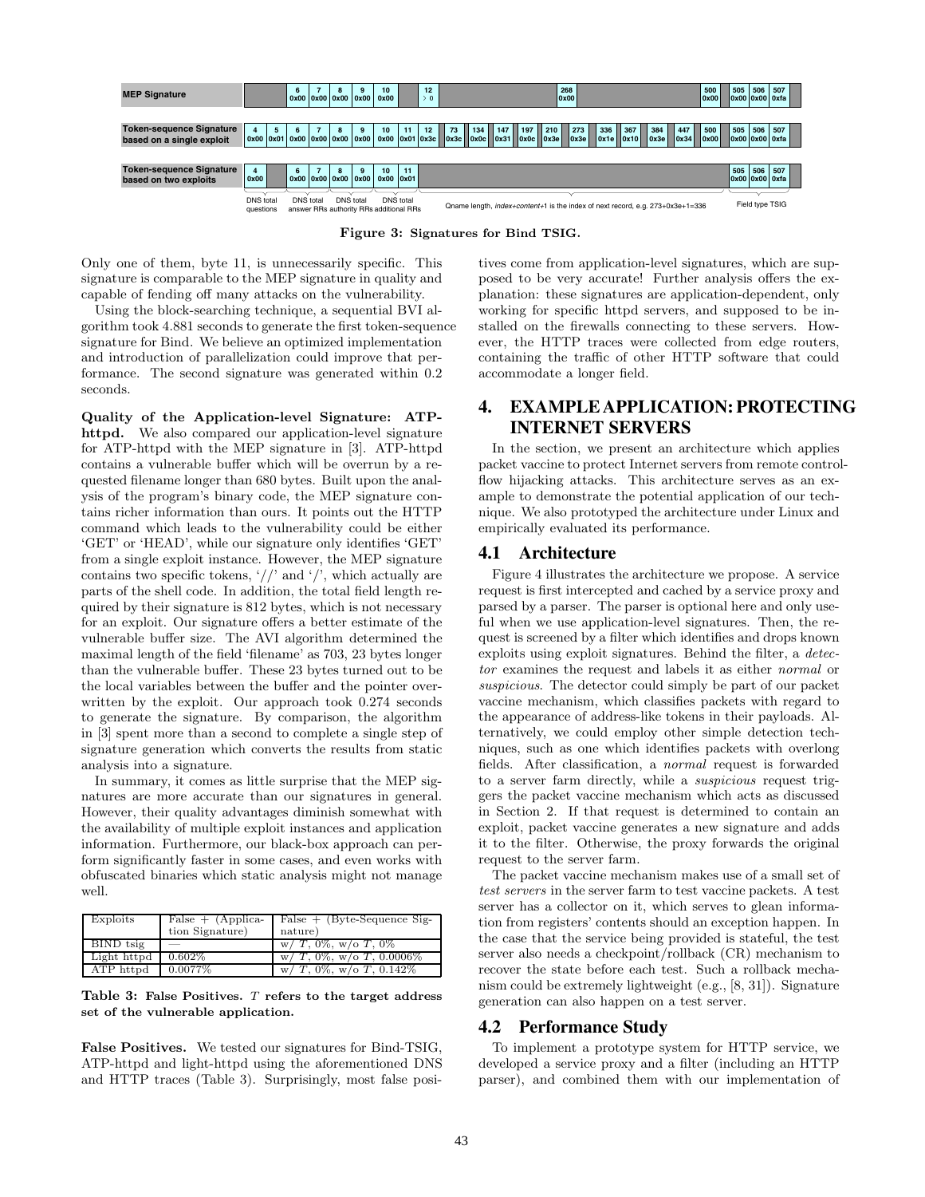**Figure 3: Signatures for Bind TSIG.**

Only one of them, byte 11, is unnecessarily specific. This signature is comparable to the MEP signature in quality and capable of fending off many attacks on the vulnerability.

Using the block-searching technique, a sequential BVI algorithm took 4.881 seconds to generate the first token-sequence signature for Bind. We believe an optimized implementation and introduction of parallelization could improve that performance. The second signature was generated within 0.2 seconds.

**Quality of the Application-level Signature: ATP-httpd.** We also compared our application-level signature for ATP-httpd with the MEP signature in [3]. ATP-httpd contains a vulnerable buffer which will be overrun by a requested filename longer than 680 bytes. Built upon the analysis of the program's binary code, the MEP signature contains richer information than ours. It points out the HTTP command which leads to the vulnerability could be either 'GET' or 'HEAD', while our signature only identifies 'GET' from a single exploit instance. However, the MEP signature contains two specific tokens, '//' and '/', which actually are parts of the shell code. In addition, the total field length required by their signature is 812 bytes, which is not necessary for an exploit. Our signature offers a better estimate of the vulnerable buffer size. The AVI algorithm determined the maximal length of the field 'filename' as 703, 23 bytes longer than the vulnerable buffer. These 23 bytes turned out to be the local variables between the buffer and the pointer overwritten by the exploit. Our approach took 0.274 seconds to generate the signature. By comparison, the algorithm in [3] spent more than a second to complete a single step of signature generation which converts the results from static analysis into a signature.

In summary, it comes as little surprise that the MEP signatures are more accurate than our signatures in general. However, their quality advantages diminish somewhat with the availability of multiple exploit instances and application information. Furthermore, our black-box approach can perform significantly faster in some cases, and even works with obfuscated binaries which static analysis might not manage well.

| Exploits | False + (Application Signature) | False + (Byte-Sequence Signature) |
|---|---|---|
| BIND tsig | — | w/ $T$, 0%, w/o $T$, 0% |
| Light httpd | 0.602% | w/ $T$, 0%, w/o $T$, 0.0006% |
| ATP httpd | 0.0077% | w/ $T$, 0%, w/o $T$, 0.142% |

**Table 3: False Positives. $T$ refers to the target address set of the vulnerable application.**

**False Positives.** We tested our signatures for Bind-TSIG, ATP-httpd and light-httpd using the aforementioned DNS and HTTP traces (Table 3). Surprisingly, most false positives come from application-level signatures, which are supposed to be very accurate! Further analysis offers the explanation: these signatures are application-dependent, only working for specific httpd servers, and supposed to be installed on the firewalls connecting to these servers. However, the HTTP traces were collected from edge routers, containing the traffic of other HTTP software that could accommodate a longer field.

# 4. EXAMPLE APPLICATION: PROTECTING INTERNET SERVERS

In the section, we present an architecture which applies packet vaccine to protect Internet servers from remote control-flow hijacking attacks. This architecture serves as an example to demonstrate the potential application of our technique. We also prototyped the architecture under Linux and empirically evaluated its performance.

## 4.1 Architecture

Figure 4 illustrates the architecture we propose. A service request is first intercepted and cached by a service proxy and parsed by a parser. The parser is optional here and only useful when we use application-level signatures. Then, the request is screened by a filter which identifies and drops known exploits using exploit signatures. Behind the filter, a *detector* examines the request and labels it as either *normal* or *suspicious*. The detector could simply be part of our packet vaccine mechanism, which classifies packets with regard to the appearance of address-like tokens in their payloads. Alternatively, we could employ other simple detection techniques, such as one which identifies packets with overlong fields. After classification, a *normal* request is forwarded to a server farm directly, while a *suspicious* request triggers the packet vaccine mechanism which acts as discussed in Section 2. If that request is determined to contain an exploit, packet vaccine generates a new signature and adds it to the filter. Otherwise, the proxy forwards the original request to the server farm.

The packet vaccine mechanism makes use of a small set of *test servers* in the server farm to test vaccine packets. A test server has a collector on it, which serves to glean information from registers' contents should an exception happen. In the case that the service being provided is stateful, the test server also needs a checkpoint/rollback (CR) mechanism to recover the state before each test. Such a rollback mechanism could be extremely lightweight (e.g., [8, 31]). Signature generation can also happen on a test server.

## 4.2 Performance Study

To implement a prototype system for HTTP service, we developed a service proxy and a filter (including an HTTP parser), and combined them with our implementation of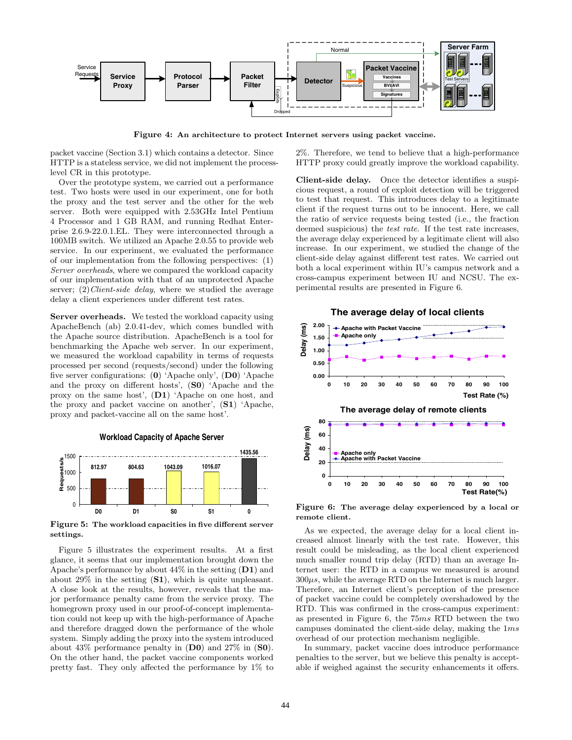Figure 4: An architecture to protect Internet servers using packet vaccine.

packet vaccine (Section 3.1) which contains a detector. Since HTTP is a stateless service, we did not implement the process-level CR in this prototype.

Over the prototype system, we carried out a performance test. Two hosts were used in our experiment, one for both the proxy and the test server and the other for the web server. Both were equipped with 2.53GHz Intel Pentium 4 Processor and 1 GB RAM, and running Redhat Enterprise 2.6.9-22.0.1.EL. They were interconnected through a 100MB switch. We utilized an Apache 2.0.55 to provide web service. In our experiment, we evaluated the performance of our implementation from the following perspectives: (1) *Server overheads*, where we compared the workload capacity of our implementation with that of an unprotected Apache server; (2) *Client-side delay*, where we studied the average delay a client experiences under different test rates.

**Server overheads.** We tested the workload capacity using ApacheBench (ab) 2.0.41-dev, which comes bundled with the Apache source distribution. ApacheBench is a tool for benchmarking the Apache web server. In our experiment, we measured the workload capability in terms of requests processed per second (requests/second) under the following five server configurations: (**0**) 'Apache only', (**D0**) 'Apache and the proxy on different hosts', (**S0**) 'Apache and the proxy on the same host', (**D1**) 'Apache on one host, and the proxy and packet vaccine on another', (**S1**) 'Apache, proxy and packet-vaccine all on the same host'.

Figure 5: The workload capacities in five different server settings.

Figure 5 illustrates the experiment results. At a first glance, it seems that our implementation brought down the Apache's performance by about 44% in the setting (**D1**) and about 29% in the setting (**S1**), which is quite unpleasant. A close look at the results, however, reveals that the major performance penalty came from the service proxy. The homegrown proxy used in our proof-of-concept implementation could not keep up with the high-performance of Apache and therefore dragged down the performance of the whole system. Simply adding the proxy into the system introduced about 43% performance penalty in (**D0**) and 27% in (**S0**). On the other hand, the packet vaccine components worked pretty fast. They only affected the performance by 1% to 2%. Therefore, we tend to believe that a high-performance HTTP proxy could greatly improve the workload capability.

**Client-side delay.** Once the detector identifies a suspicious request, a round of exploit detection will be triggered to test that request. This introduces delay to a legitimate client if the request turns out to be innocent. Here, we call the ratio of service requests being tested (i.e., the fraction deemed suspicious) the *test rate*. If the test rate increases, the average delay experienced by a legitimate client will also increase. In our experiment, we studied the change of the client-side delay against different test rates. We carried out both a local experiment within IU's campus network and a cross-campus experiment between IU and NCSU. The experimental results are presented in Figure 6.

Figure 6: The average delay experienced by a local or remote client.

As we expected, the average delay for a local client increased almost linearly with the test rate. However, this result could be misleading, as the local client experienced much smaller round trip delay (RTD) than an average Internet user: the RTD in a campus we measured is around $300\mu s$, while the average RTD on the Internet is much larger. Therefore, an Internet client's perception of the presence of packet vaccine could be completely overshadowed by the RTD. This was confirmed in the cross-campus experiment: as presented in Figure 6, the $75ms$ RTD between the two campuses dominated the client-side delay, making the $1ms$ overhead of our protection mechanism negligible.

In summary, packet vaccine does introduce performance penalties to the server, but we believe this penalty is acceptable if weighed against the security enhancements it offers.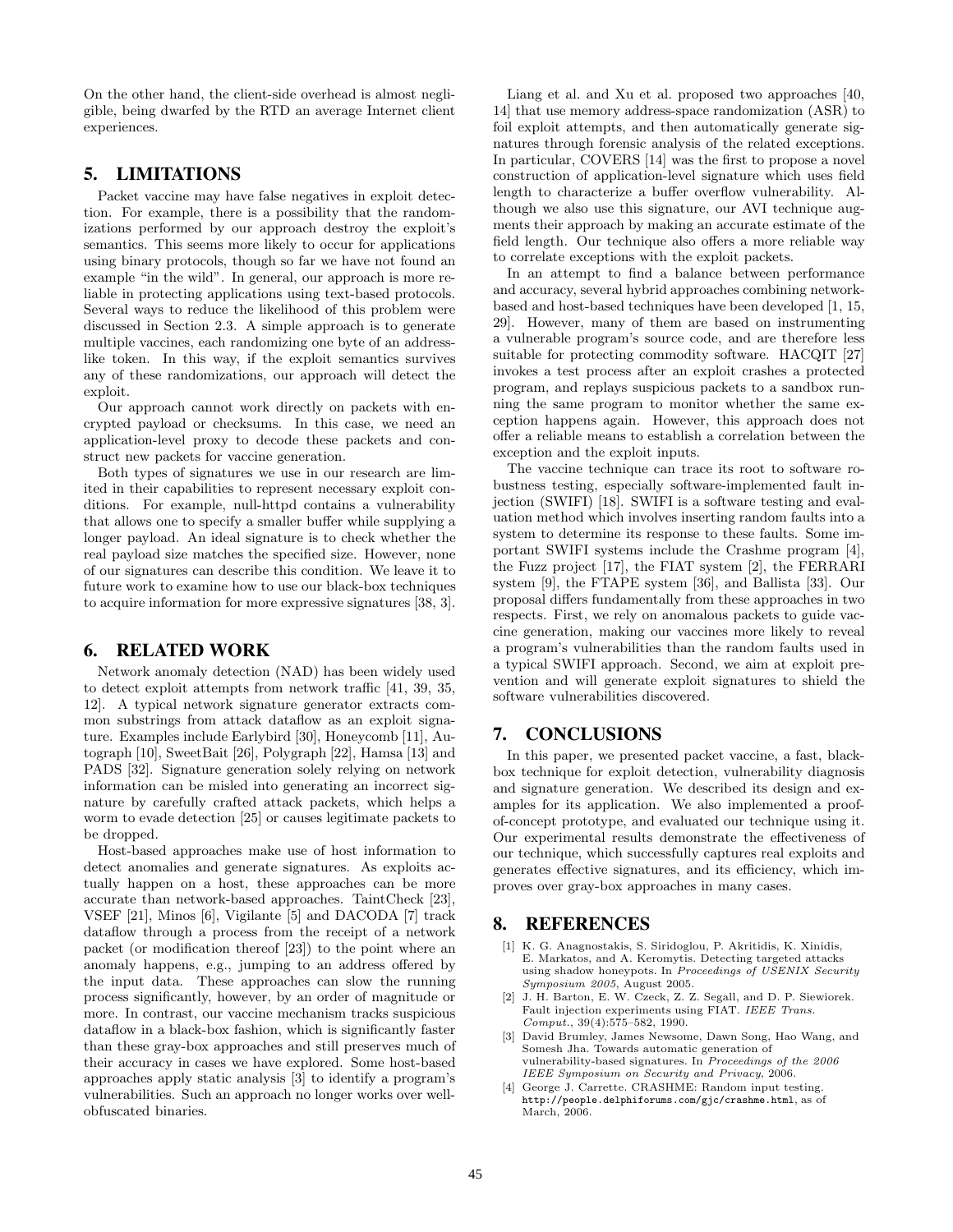On the other hand, the client-side overhead is almost negligible, being dwarfed by the RTD an average Internet client experiences.

## 5. LIMITATIONS

Packet vaccine may have false negatives in exploit detection. For example, there is a possibility that the randomizations performed by our approach destroy the exploit's semantics. This seems more likely to occur for applications using binary protocols, though so far we have not found an example "in the wild". In general, our approach is more reliable in protecting applications using text-based protocols. Several ways to reduce the likelihood of this problem were discussed in Section 2.3. A simple approach is to generate multiple vaccines, each randomizing one byte of an address-like token. In this way, if the exploit semantics survives any of these randomizations, our approach will detect the exploit.

Our approach cannot work directly on packets with encrypted payload or checksums. In this case, we need an application-level proxy to decode these packets and construct new packets for vaccine generation.

Both types of signatures we use in our research are limited in their capabilities to represent necessary exploit conditions. For example, null-httpd contains a vulnerability that allows one to specify a smaller buffer while supplying a longer payload. An ideal signature is to check whether the real payload size matches the specified size. However, none of our signatures can describe this condition. We leave it to future work to examine how to use our black-box techniques to acquire information for more expressive signatures [38, 3].

## 6. RELATED WORK

Network anomaly detection (NAD) has been widely used to detect exploit attempts from network traffic [41, 39, 35, 12]. A typical network signature generator extracts common substrings from attack dataflow as an exploit signature. Examples include Earlybird [30], Honeycomb [11], Autograph [10], SweetBait [26], Polygraph [22], Hamsa [13] and PADS [32]. Signature generation solely relying on network information can be misled into generating an incorrect signature by carefully crafted attack packets, which helps a worm to evade detection [25] or causes legitimate packets to be dropped.

Host-based approaches make use of host information to detect anomalies and generate signatures. As exploits actually happen on a host, these approaches can be more accurate than network-based approaches. TaintCheck [23], VSEF [21], Minos [6], Vigilante [5] and DACODA [7] track dataflow through a process from the receipt of a network packet (or modification thereof [23]) to the point where an anomaly happens, e.g., jumping to an address offered by the input data. These approaches can slow the running process significantly, however, by an order of magnitude or more. In contrast, our vaccine mechanism tracks suspicious dataflow in a black-box fashion, which is significantly faster than these gray-box approaches and still preserves much of their accuracy in cases we have explored. Some host-based approaches apply static analysis [3] to identify a program's vulnerabilities. Such an approach no longer works over well-obfuscated binaries.

Liang et al. and Xu et al. proposed two approaches [40, 14] that use memory address-space randomization (ASR) to foil exploit attempts, and then automatically generate signatures through forensic analysis of the related exceptions. In particular, COVERS [14] was the first to propose a novel construction of application-level signature which uses field length to characterize a buffer overflow vulnerability. Although we also use this signature, our AVI technique augments their approach by making an accurate estimate of the field length. Our technique also offers a more reliable way to correlate exceptions with the exploit packets.

In an attempt to find a balance between performance and accuracy, several hybrid approaches combining network-based and host-based techniques have been developed [1, 15, 29]. However, many of them are based on instrumenting a vulnerable program's source code, and are therefore less suitable for protecting commodity software. HACQIT [27] invokes a test process after an exploit crashes a protected program, and replays suspicious packets to a sandbox running the same program to monitor whether the same exception happens again. However, this approach does not offer a reliable means to establish a correlation between the exception and the exploit inputs.

The vaccine technique can trace its root to software robustness testing, especially software-implemented fault injection (SWIFI) [18]. SWIFI is a software testing and evaluation method which involves inserting random faults into a system to determine its response to these faults. Some important SWIFI systems include the Crashme program [4], the Fuzz project [17], the FIAT system [2], the FERRARI system [9], the FTAPE system [36], and Ballista [33]. Our proposal differs fundamentally from these approaches in two respects. First, we rely on anomalous packets to guide vaccine generation, making our vaccines more likely to reveal a program's vulnerabilities than the random faults used in a typical SWIFI approach. Second, we aim at exploit prevention and will generate exploit signatures to shield the software vulnerabilities discovered.

## 7. CONCLUSIONS

In this paper, we presented packet vaccine, a fast, black-box technique for exploit detection, vulnerability diagnosis and signature generation. We described its design and examples for its application. We also implemented a proof-of-concept prototype, and evaluated our technique using it. Our experimental results demonstrate the effectiveness of our technique, which successfully captures real exploits and generates effective signatures, and its efficiency, which improves over gray-box approaches in many cases.

## 8. REFERENCES

[1] K. G. Anagnostakis, S. Siridoglou, P. Akritidis, K. Xinidis, E. Markatos, and A. Keromytis. Detecting targeted attacks using shadow honeypots. In *Proceedings of USENIX Security Symposium 2005*, August 2005.

[2] J. H. Barton, E. W. Czeck, Z. Z. Segall, and D. P. Siewiorek. Fault injection experiments using FIAT. *IEEE Trans. Comput.*, 39(4):575–582, 1990.

[3] David Brumley, James Newsome, Dawn Song, Hao Wang, and Somesh Jha. Towards automatic generation of vulnerability-based signatures. In *Proceedings of the 2006 IEEE Symposium on Security and Privacy*, 2006.

[4] George J. Carrette. CRASHME: Random input testing. http://people.delphiforums.com/gjc/crashme.html, as of March, 2006.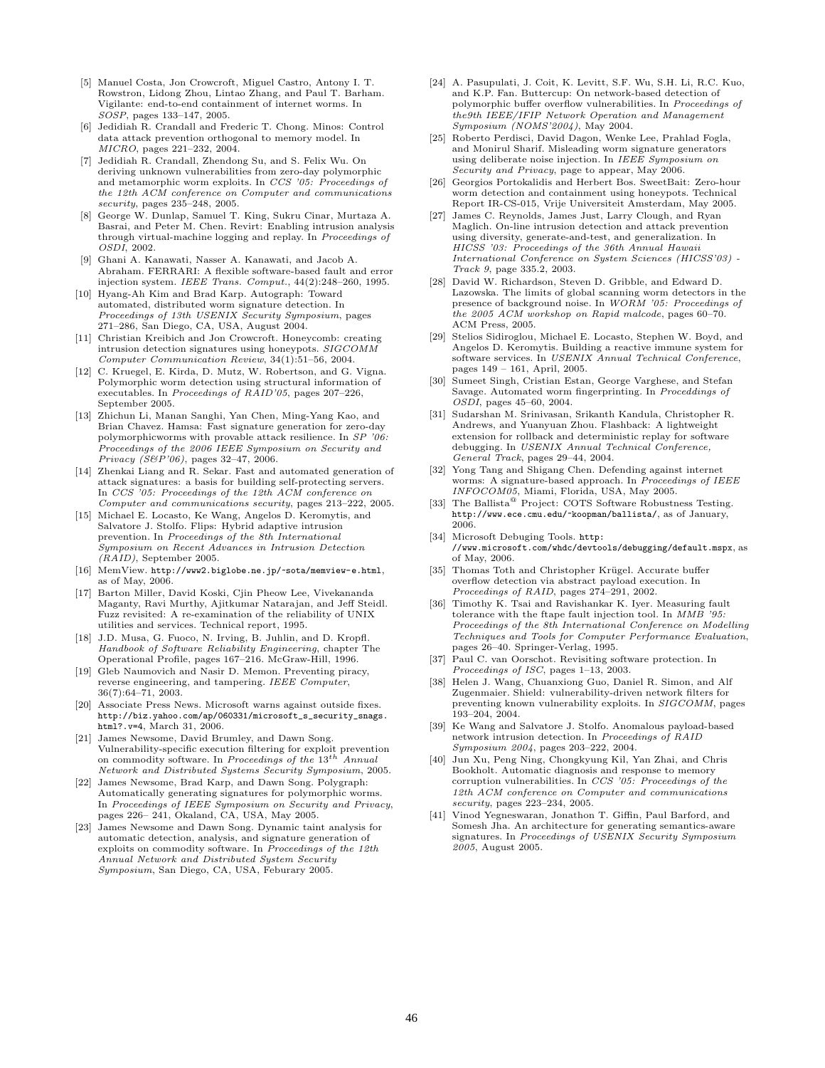[5] Manuel Costa, Jon Crowcroft, Miguel Castro, Antony I. T. Rowstron, Lidong Zhou, Lintao Zhang, and Paul T. Barham. Vigilante: end-to-end containment of internet worms. In *SOSP*, pages 133–147, 2005.

[6] Jedidiah R. Crandall and Frederic T. Chong. Minos: Control data attack prevention orthogonal to memory model. In *MICRO*, pages 221–232, 2004.

[7] Jedidiah R. Crandall, Zhendong Su, and S. Felix Wu. On deriving unknown vulnerabilities from zero-day polymorphic and metamorphic worm exploits. In *CCS '05: Proceedings of the 12th ACM conference on Computer and communications security*, pages 235–248, 2005.

[8] George W. Dunlap, Samuel T. King, Sukru Cinar, Murtaza A. Basrai, and Peter M. Chen. Revirt: Enabling intrusion analysis through virtual-machine logging and replay. In *Proceedings of OSDI*, 2002.

[9] Ghani A. Kanawati, Nasser A. Kanawati, and Jacob A. Abraham. FERRARI: A flexible software-based fault and error injection system. *IEEE Trans. Comput.*, 44(2):248–260, 1995.

[10] Hyang-Ah Kim and Brad Karp. Autograph: Toward automated, distributed worm signature detection. In *Proceedings of 13th USENIX Security Symposium*, pages 271–286, San Diego, CA, USA, August 2004.

[11] Christian Kreibich and Jon Crowcroft. Honeycomb: creating intrusion detection signatures using honeypots. *SIGCOMM Computer Communication Review*, 34(1):51–56, 2004.

[12] C. Kruegel, E. Kirda, D. Mutz, W. Robertson, and G. Vigna. Polymorphic worm detection using structural information of executables. In *Proceedings of RAID'05*, pages 207–226, September 2005.

[13] Zhichun Li, Manan Sanghi, Yan Chen, Ming-Yang Kao, and Brian Chavez. Hamsa: Fast signature generation for zero-day polymorphicworms with provable attack resilience. In *SP '06: Proceedings of the 2006 IEEE Symposium on Security and Privacy (S&P'06)*, pages 32–47, 2006.

[14] Zhenkai Liang and R. Sekar. Fast and automated generation of attack signatures: a basis for building self-protecting servers. In *CCS '05: Proceedings of the 12th ACM conference on Computer and communications security*, pages 213–222, 2005.

[15] Michael E. Locasto, Ke Wang, Angelos D. Keromytis, and Salvatore J. Stolfo. Flips: Hybrid adaptive intrusion prevention. In *Proceedings of the 8th International Symposium on Recent Advances in Intrusion Detection (RAID)*, September 2005.

[16] MemView. http://www2.biglobe.ne.jp/~sota/memview-e.html, as of May, 2006.

[17] Barton Miller, David Koski, Cjin Pheow Lee, Vivekananda Maganty, Ravi Murthy, Ajitkumar Natarajan, and Jeff Steidl. Fuzz revisited: A re-examination of the reliability of UNIX utilities and services. Technical report, 1995.

[18] J.D. Musa, G. Fuoco, N. Irving, B. Juhlin, and D. Kropfl. *Handbook of Software Reliability Engineering*, chapter The Operational Profile, pages 167–216. McGraw-Hill, 1996.

[19] Gleb Naumovich and Nasir D. Memon. Preventing piracy, reverse engineering, and tampering. *IEEE Computer*, 36(7):64–71, 2003.

[20] Associate Press News. Microsoft warns against outside fixes. http://biz.yahoo.com/ap/060331/microsoft_s_security_snags.html?.v=4, March 31, 2006.

[21] James Newsome, David Brumley, and Dawn Song. Vulnerability-specific execution filtering for exploit prevention on commodity software. In *Proceedings of the* $13^{th}$ *Annual Network and Distributed Systems Security Symposium*, 2005.

[22] James Newsome, Brad Karp, and Dawn Song. Polygraph: Automatically generating signatures for polymorphic worms. In *Proceedings of IEEE Symposium on Security and Privacy*, pages 226– 241, Okaland, CA, USA, May 2005.

[23] James Newsome and Dawn Song. Dynamic taint analysis for automatic detection, analysis, and signature generation of exploits on commodity software. In *Proceedings of the 12th Annual Network and Distributed System Security Symposium*, San Diego, CA, USA, Feburary 2005.

[24] A. Pasupulati, J. Coit, K. Levitt, S.F. Wu, S.H. Li, R.C. Kuo, and K.P. Fan. Buttercup: On network-based detection of polymorphic buffer overflow vulnerabilities. In *Proceedings of the9th IEEE/IFIP Network Operation and Management Symposium (NOMS'2004)*, May 2004.

[25] Roberto Perdisci, David Dagon, Wenke Lee, Prahlad Fogla, and Monirul Sharif. Misleading worm signature generators using deliberate noise injection. In *IEEE Symposium on Security and Privacy*, page to appear, May 2006.

[26] Georgios Portokalidis and Herbert Bos. SweetBait: Zero-hour worm detection and containment using honeypots. Technical Report IR-CS-015, Vrije Universiteit Amsterdam, May 2005.

[27] James C. Reynolds, James Just, Larry Clough, and Ryan Maglich. On-line intrusion detection and attack prevention using diversity, generate-and-test, and generalization. In *HICSS '03: Proceedings of the 36th Annual Hawaii International Conference on System Sciences (HICSS'03) - Track 9*, page 335.2, 2003.

[28] David W. Richardson, Steven D. Gribble, and Edward D. Lazowska. The limits of global scanning worm detectors in the presence of background noise. In *WORM '05: Proceedings of the 2005 ACM workshop on Rapid malcode*, pages 60–70. ACM Press, 2005.

[29] Stelios Sidiroglou, Michael E. Locasto, Stephen W. Boyd, and Angelos D. Keromytis. Building a reactive immune system for software services. In *USENIX Annual Technical Conference*, pages 149 – 161, April, 2005.

[30] Sumeet Singh, Cristian Estan, George Varghese, and Stefan Savage. Automated worm fingerprinting. In *Proceddings of OSDI*, pages 45–60, 2004.

[31] Sudarshan M. Srinivasan, Srikanth Kandula, Christopher R. Andrews, and Yuanyuan Zhou. Flashback: A lightweight extension for rollback and deterministic replay for software debugging. In *USENIX Annual Technical Conference, General Track*, pages 29–44, 2004.

[32] Yong Tang and Shigang Chen. Defending against internet worms: A signature-based approach. In *Proceedings of IEEE INFOCOM05*, Miami, Florida, USA, May 2005.

[33] The Ballista® Project: COTS Software Robustness Testing. http://www.ece.cmu.edu/~koopman/ballista/, as of January, 2006.

[34] Microsoft Debuging Tools. http://www.microsoft.com/whdc/devtools/debugging/default.mspx, as of May, 2006.

[35] Thomas Toth and Christopher Krügel. Accurate buffer overflow detection via abstract payload execution. In *Proceedings of RAID*, pages 274–291, 2002.

[36] Timothy K. Tsai and Ravishankar K. Iyer. Measuring fault tolerance with the ftape fault injection tool. In *MMB '95: Proceedings of the 8th International Conference on Modelling Techniques and Tools for Computer Performance Evaluation*, pages 26–40. Springer-Verlag, 1995.

[37] Paul C. van Oorschot. Revisiting software protection. In *Proceedings of ISC*, pages 1–13, 2003.

[38] Helen J. Wang, Chuanxiong Guo, Daniel R. Simon, and Alf Zugenmaier. Shield: vulnerability-driven network filters for preventing known vulnerability exploits. In *SIGCOMM*, pages 193–204, 2004.

[39] Ke Wang and Salvatore J. Stolfo. Anomalous payload-based network intrusion detection. In *Proceedings of RAID Symposium 2004*, pages 203–222, 2004.

[40] Jun Xu, Peng Ning, Chongkyung Kil, Yan Zhai, and Chris Bookholt. Automatic diagnosis and response to memory corruption vulnerabilities. In *CCS '05: Proceedings of the 12th ACM conference on Computer and communications security*, pages 223–234, 2005.

[41] Vinod Yegneswaran, Jonathon T. Giffin, Paul Barford, and Somesh Jha. An architecture for generating semantics-aware signatures. In *Proceedings of USENIX Security Symposium 2005*, August 2005.